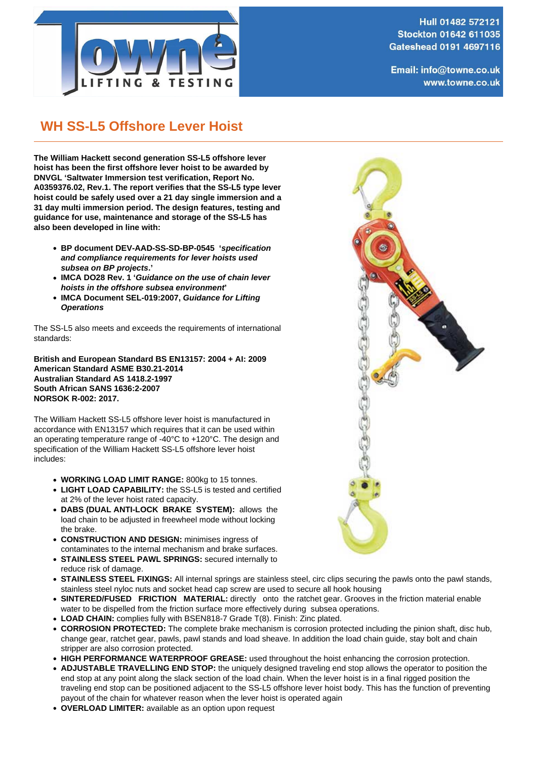Hull 01482 572121
Stockton 01642 611035
Gateshead 0191 4697116

Email: info@towne.co.uk
www.towne.co.uk

# WH SS-L5 Offshore Lever Hoist

**The William Hackett second generation SS-L5 offshore lever hoist has been the first offshore lever hoist to be awarded by DNVGL 'Saltwater Immersion test verification, Report No. A0359376.02, Rev.1. The report verifies that the SS-L5 type lever hoist could be safely used over a 21 day single immersion and a 31 day multi immersion period. The design features, testing and guidance for use, maintenance and storage of the SS-L5 has also been developed in line with:**

- **BP document DEV-AAD-SS-SD-BP-0545 '*specification and compliance requirements for lever hoists used subsea on BP projects*.'**
- **IMCA DO28 Rev. 1 '*Guidance on the use of chain lever hoists in the offshore subsea environment*'**
- **IMCA Document SEL-019:2007, *Guidance for Lifting Operations***

The SS-L5 also meets and exceeds the requirements of international standards:

**British and European Standard BS EN13157: 2004 + AI: 2009**
**American Standard ASME B30.21-2014**
**Australian Standard AS 1418.2-1997**
**South African SANS 1636:2-2007**
**NORSOK R-002: 2017.**

The William Hackett SS-L5 offshore lever hoist is manufactured in accordance with EN13157 which requires that it can be used within an operating temperature range of -40°C to +120°C. The design and specification of the William Hackett SS-L5 offshore lever hoist includes:

- **WORKING LOAD LIMIT RANGE:** 800kg to 15 tonnes.
- **LIGHT LOAD CAPABILITY:** the SS-L5 is tested and certified at 2% of the lever hoist rated capacity.
- **DABS (DUAL ANTI-LOCK BRAKE SYSTEM):** allows the load chain to be adjusted in freewheel mode without locking the brake.
- **CONSTRUCTION AND DESIGN:** minimises ingress of contaminates to the internal mechanism and brake surfaces.
- **STAINLESS STEEL PAWL SPRINGS:** secured internally to reduce risk of damage.
- **STAINLESS STEEL FIXINGS:** All internal springs are stainless steel, circ clips securing the pawls onto the pawl stands, stainless steel nyloc nuts and socket head cap screw are used to secure all hook housing
- **SINTERED/FUSED FRICTION MATERIAL:** directly onto the ratchet gear. Grooves in the friction material enable water to be dispelled from the friction surface more effectively during subsea operations.
- **LOAD CHAIN:** complies fully with BSEN818-7 Grade T(8). Finish: Zinc plated.
- **CORROSION PROTECTED:** The complete brake mechanism is corrosion protected including the pinion shaft, disc hub, change gear, ratchet gear, pawls, pawl stands and load sheave. In addition the load chain guide, stay bolt and chain stripper are also corrosion protected.
- **HIGH PERFORMANCE WATERPROOF GREASE:** used throughout the hoist enhancing the corrosion protection.
- **ADJUSTABLE TRAVELLING END STOP:** the uniquely designed traveling end stop allows the operator to position the end stop at any point along the slack section of the load chain. When the lever hoist is in a final rigged position the traveling end stop can be positioned adjacent to the SS-L5 offshore lever hoist body. This has the function of preventing payout of the chain for whatever reason when the lever hoist is operated again
- **OVERLOAD LIMITER:** available as an option upon request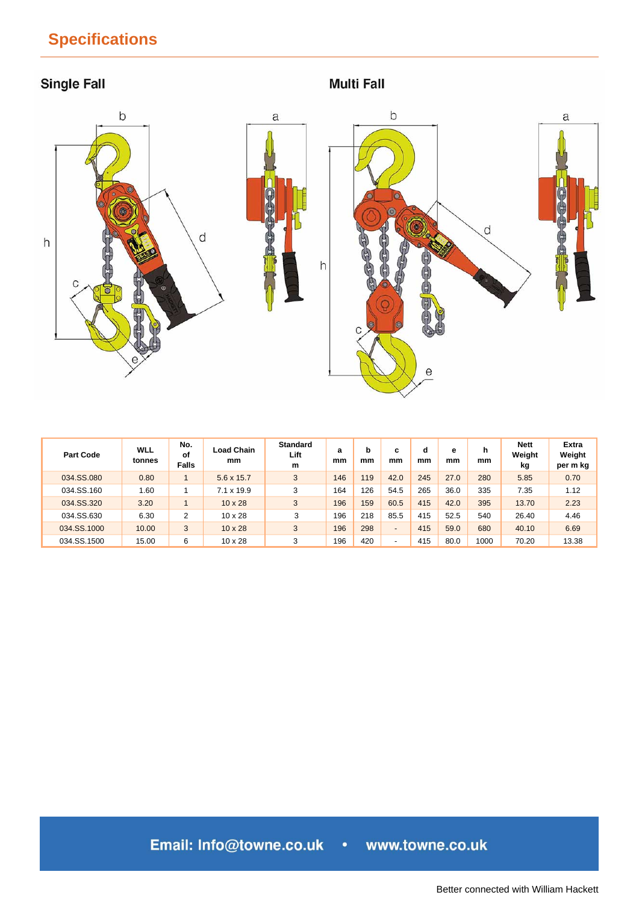## Specifications

### Single Fall

### Multi Fall

| Part Code | WLL tonnes | No. of Falls | Load Chain mm | Standard Lift m | a mm | b mm | c mm | d mm | e mm | h mm | Nett Weight kg | Extra Weight per m kg |
|---|---|---|---|---|---|---|---|---|---|---|---|---|
| 034.SS.080 | 0.80 | 1 | 5.6 x 15.7 | 3 | 146 | 119 | 42.0 | 245 | 27.0 | 280 | 5.85 | 0.70 |
| 034.SS.160 | 1.60 | 1 | 7.1 x 19.9 | 3 | 164 | 126 | 54.5 | 265 | 36.0 | 335 | 7.35 | 1.12 |
| 034.SS.320 | 3.20 | 1 | 10 x 28 | 3 | 196 | 159 | 60.5 | 415 | 42.0 | 395 | 13.70 | 2.23 |
| 034.SS.630 | 6.30 | 2 | 10 x 28 | 3 | 196 | 218 | 85.5 | 415 | 52.5 | 540 | 26.40 | 4.46 |
| 034.SS.1000 | 10.00 | 3 | 10 x 28 | 3 | 196 | 298 | - | 415 | 59.0 | 680 | 40.10 | 6.69 |
| 034.SS.1500 | 15.00 | 6 | 10 x 28 | 3 | 196 | 420 | - | 415 | 80.0 | 1000 | 70.20 | 13.38 |

**Email: Info@towne.co.uk • www.towne.co.uk**

Better connected with William Hackett